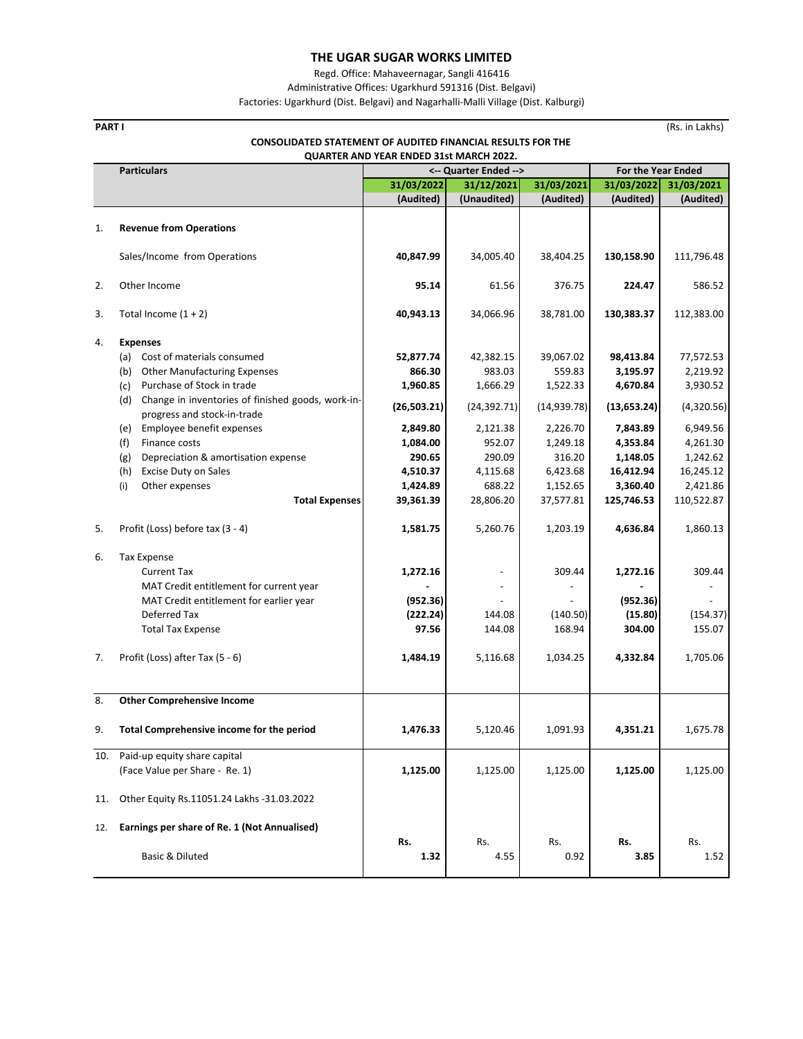# THE UGAR SUGAR WORKS LIMITED

Regd. Office: Mahaveernagar, Sangli 416416

Administrative Offices: Ugarkhurd 591316 (Dist. Belgavi)

Factories: Ugarkhurd (Dist. Belgavi) and Nagarhalli-Malli Village (Dist. Kalburgi)

**PART I** (Rs. in Lakhs)

## CONSOLIDATED STATEMENT OF AUDITED FINANCIAL RESULTS FOR THE QUARTER AND YEAR ENDED 31st MARCH 2022.

| | Particulars | <-- Quarter Ended --> | | | For the Year Ended | |
|---|---|---|---|---|---|---|
| | | 31/03/2022 | 31/12/2021 | 31/03/2021 | 31/03/2022 | 31/03/2021 |
| | | (Audited) | (Unaudited) | (Audited) | (Audited) | (Audited) |
| 1. | **Revenue from Operations** | | | | | |
| | Sales/Income from Operations | **40,847.99** | 34,005.40 | 38,404.25 | **130,158.90** | 111,796.48 |
| 2. | Other Income | **95.14** | 61.56 | 376.75 | **224.47** | 586.52 |
| 3. | Total Income (1 + 2) | **40,943.13** | 34,066.96 | 38,781.00 | **130,383.37** | 112,383.00 |
| 4. | **Expenses** | | | | | |
| | (a) Cost of materials consumed | **52,877.74** | 42,382.15 | 39,067.02 | **98,413.84** | 77,572.53 |
| | (b) Other Manufacturing Expenses | **866.30** | 983.03 | 559.83 | **3,195.97** | 2,219.92 |
| | (c) Purchase of Stock in trade | **1,960.85** | 1,666.29 | 1,522.33 | **4,670.84** | 3,930.52 |
| | (d) Change in inventories of finished goods, work-in-progress and stock-in-trade | **(26,503.21)** | (24,392.71) | (14,939.78) | **(13,653.24)** | (4,320.56) |
| | (e) Employee benefit expenses | **2,849.80** | 2,121.38 | 2,226.70 | **7,843.89** | 6,949.56 |
| | (f) Finance costs | **1,084.00** | 952.07 | 1,249.18 | **4,353.84** | 4,261.30 |
| | (g) Depreciation & amortisation expense | **290.65** | 290.09 | 316.20 | **1,148.05** | 1,242.62 |
| | (h) Excise Duty on Sales | **4,510.37** | 4,115.68 | 6,423.68 | **16,412.94** | 16,245.12 |
| | (i) Other expenses | **1,424.89** | 688.22 | 1,152.65 | **3,360.40** | 2,421.86 |
| | **Total Expenses** | **39,361.39** | 28,806.20 | 37,577.81 | **125,746.53** | 110,522.87 |
| 5. | Profit (Loss) before tax (3 - 4) | **1,581.75** | 5,260.76 | 1,203.19 | **4,636.84** | 1,860.13 |
| 6. | Tax Expense | | | | | |
| | Current Tax | **1,272.16** | - | 309.44 | **1,272.16** | 309.44 |
| | MAT Credit entitlement for current year | **-** | - | - | **-** | - |
| | MAT Credit entitlement for earlier year | **(952.36)** | - | - | **(952.36)** | - |
| | Deferred Tax | **(222.24)** | 144.08 | (140.50) | **(15.80)** | (154.37) |
| | Total Tax Expense | **97.56** | 144.08 | 168.94 | **304.00** | 155.07 |
| 7. | Profit (Loss) after Tax (5 - 6) | **1,484.19** | 5,116.68 | 1,034.25 | **4,332.84** | 1,705.06 |
| 8. | **Other Comprehensive Income** | | | | | |
| 9. | **Total Comprehensive income for the period** | **1,476.33** | 5,120.46 | 1,091.93 | **4,351.21** | 1,675.78 |
| 10. | Paid-up equity share capital (Face Value per Share - Re. 1) | **1,125.00** | 1,125.00 | 1,125.00 | **1,125.00** | 1,125.00 |
| 11. | Other Equity Rs.11051.24 Lakhs -31.03.2022 | | | | | |
| 12. | **Earnings per share of Re. 1 (Not Annualised)** | **Rs.** | Rs. | Rs. | **Rs.** | Rs. |
| | Basic & Diluted | **1.32** | 4.55 | 0.92 | **3.85** | 1.52 |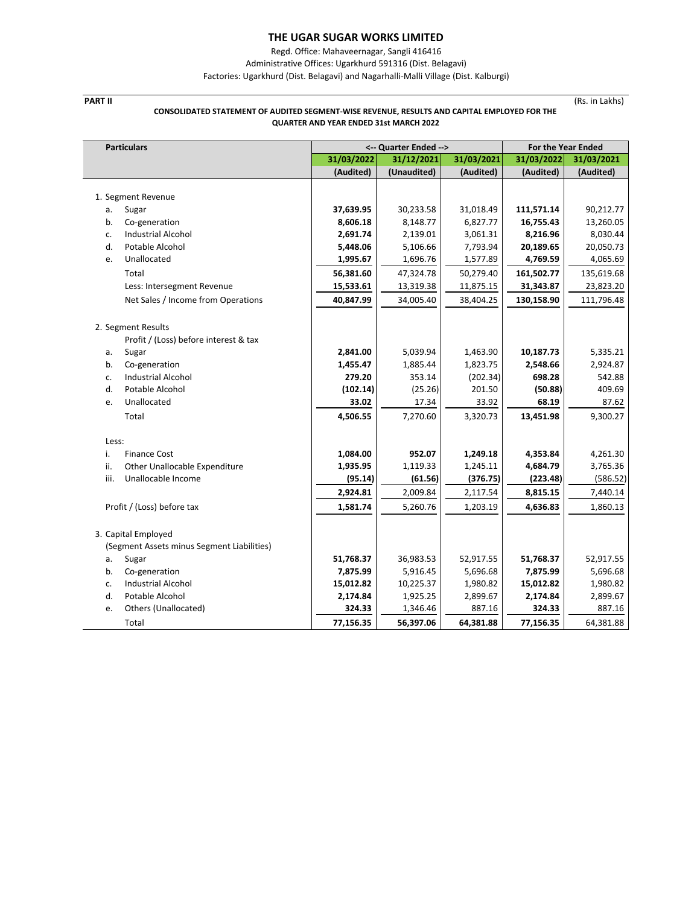# THE UGAR SUGAR WORKS LIMITED

Regd. Office: Mahaveernagar, Sangli 416416

Administrative Offices: Ugarkhurd 591316 (Dist. Belagavi)

Factories: Ugarkhurd (Dist. Belagavi) and Nagarhalli-Malli Village (Dist. Kalburgi)

**PART II** (Rs. in Lakhs)

**CONSOLIDATED STATEMENT OF AUDITED SEGMENT-WISE REVENUE, RESULTS AND CAPITAL EMPLOYED FOR THE QUARTER AND YEAR ENDED 31st MARCH 2022**

| Particulars | | <-- Quarter Ended --> | | | For the Year Ended | |
|---|---|---|---|---|---|---|
| | | 31/03/2022 | 31/12/2021 | 31/03/2021 | 31/03/2022 | 31/03/2021 |
| | | (Audited) | (Unaudited) | (Audited) | (Audited) | (Audited) |
| 1. Segment Revenue | | | | | | |
| a. | Sugar | **37,639.95** | 30,233.58 | 31,018.49 | **111,571.14** | 90,212.77 |
| b. | Co-generation | **8,606.18** | 8,148.77 | 6,827.77 | **16,755.43** | 13,260.05 |
| c. | Industrial Alcohol | **2,691.74** | 2,139.01 | 3,061.31 | **8,216.96** | 8,030.44 |
| d. | Potable Alcohol | **5,448.06** | 5,106.66 | 7,793.94 | **20,189.65** | 20,050.73 |
| e. | Unallocated | **1,995.67** | 1,696.76 | 1,577.89 | **4,769.59** | 4,065.69 |
| | Total | **56,381.60** | 47,324.78 | 50,279.40 | **161,502.77** | 135,619.68 |
| | Less: Intersegment Revenue | **15,533.61** | 13,319.38 | 11,875.15 | **31,343.87** | 23,823.20 |
| | Net Sales / Income from Operations | **40,847.99** | 34,005.40 | 38,404.25 | **130,158.90** | 111,796.48 |
| 2. Segment Results | | | | | | |
| | Profit / (Loss) before interest & tax | | | | | |
| a. | Sugar | **2,841.00** | 5,039.94 | 1,463.90 | **10,187.73** | 5,335.21 |
| b. | Co-generation | **1,455.47** | 1,885.44 | 1,823.75 | **2,548.66** | 2,924.87 |
| c. | Industrial Alcohol | **279.20** | 353.14 | (202.34) | **698.28** | 542.88 |
| d. | Potable Alcohol | **(102.14)** | (25.26) | 201.50 | **(50.88)** | 409.69 |
| e. | Unallocated | **33.02** | 17.34 | 33.92 | **68.19** | 87.62 |
| | Total | **4,506.55** | 7,270.60 | 3,320.73 | **13,451.98** | 9,300.27 |
| Less: | | | | | | |
| i. | Finance Cost | **1,084.00** | **952.07** | **1,249.18** | **4,353.84** | 4,261.30 |
| ii. | Other Unallocable Expenditure | **1,935.95** | 1,119.33 | 1,245.11 | **4,684.79** | 3,765.36 |
| iii. | Unallocable Income | **(95.14)** | **(61.56)** | **(376.75)** | **(223.48)** | (586.52) |
| | | **2,924.81** | 2,009.84 | 2,117.54 | **8,815.15** | 7,440.14 |
| Profit / (Loss) before tax | | **1,581.74** | 5,260.76 | 1,203.19 | **4,636.83** | 1,860.13 |
| 3. Capital Employed | | | | | | |
| (Segment Assets minus Segment Liabilities) | | | | | | |
| a. | Sugar | **51,768.37** | 36,983.53 | 52,917.55 | **51,768.37** | 52,917.55 |
| b. | Co-generation | **7,875.99** | 5,916.45 | 5,696.68 | **7,875.99** | 5,696.68 |
| c. | Industrial Alcohol | **15,012.82** | 10,225.37 | 1,980.82 | **15,012.82** | 1,980.82 |
| d. | Potable Alcohol | **2,174.84** | 1,925.25 | 2,899.67 | **2,174.84** | 2,899.67 |
| e. | Others (Unallocated) | **324.33** | 1,346.46 | 887.16 | **324.33** | 887.16 |
| | Total | **77,156.35** | **56,397.06** | **64,381.88** | **77,156.35** | 64,381.88 |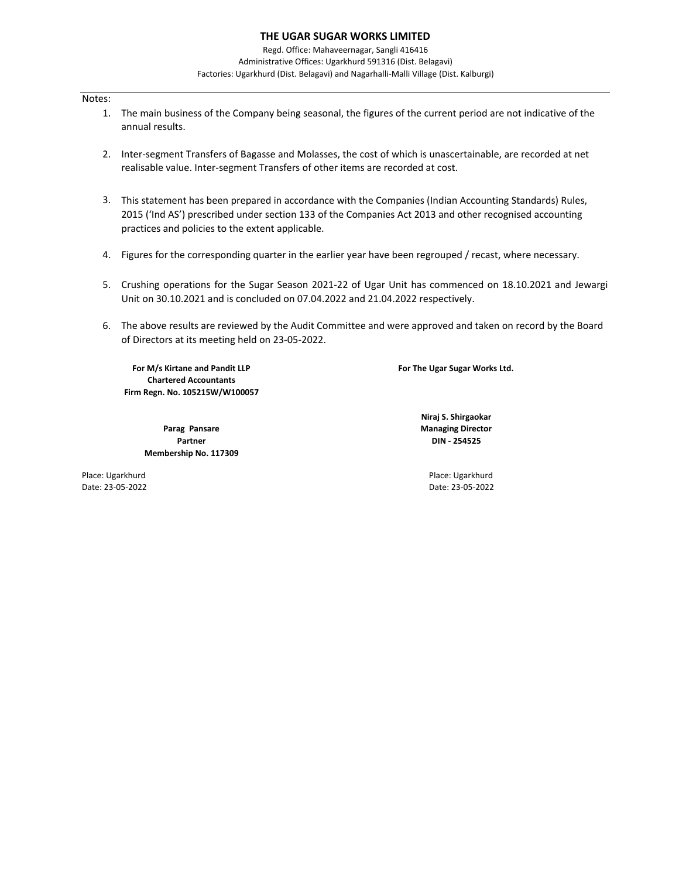**THE UGAR SUGAR WORKS LIMITED**

Regd. Office: Mahaveernagar, Sangli 416416
Administrative Offices: Ugarkhurd 591316 (Dist. Belagavi)
Factories: Ugarkhurd (Dist. Belagavi) and Nagarhalli-Malli Village (Dist. Kalburgi)

Notes:

1. The main business of the Company being seasonal, the figures of the current period are not indicative of the annual results.

2. Inter-segment Transfers of Bagasse and Molasses, the cost of which is unascertainable, are recorded at net realisable value. Inter-segment Transfers of other items are recorded at cost.

3. This statement has been prepared in accordance with the Companies (Indian Accounting Standards) Rules, 2015 ('Ind AS') prescribed under section 133 of the Companies Act 2013 and other recognised accounting practices and policies to the extent applicable.

4. Figures for the corresponding quarter in the earlier year have been regrouped / recast, where necessary.

5. Crushing operations for the Sugar Season 2021-22 of Ugar Unit has commenced on 18.10.2021 and Jewargi Unit on 30.10.2021 and is concluded on 07.04.2022 and 21.04.2022 respectively.

6. The above results are reviewed by the Audit Committee and were approved and taken on record by the Board of Directors at its meeting held on 23-05-2022.

**For M/s Kirtane and Pandit LLP**
**Chartered Accountants**
**Firm Regn. No. 105215W/W100057**

**Parag Pansare**
**Partner**
**Membership No. 117309**

Place: Ugarkhurd
Date: 23-05-2022

**For The Ugar Sugar Works Ltd.**

**Niraj S. Shirgaokar**
**Managing Director**
**DIN - 254525**

Place: Ugarkhurd
Date: 23-05-2022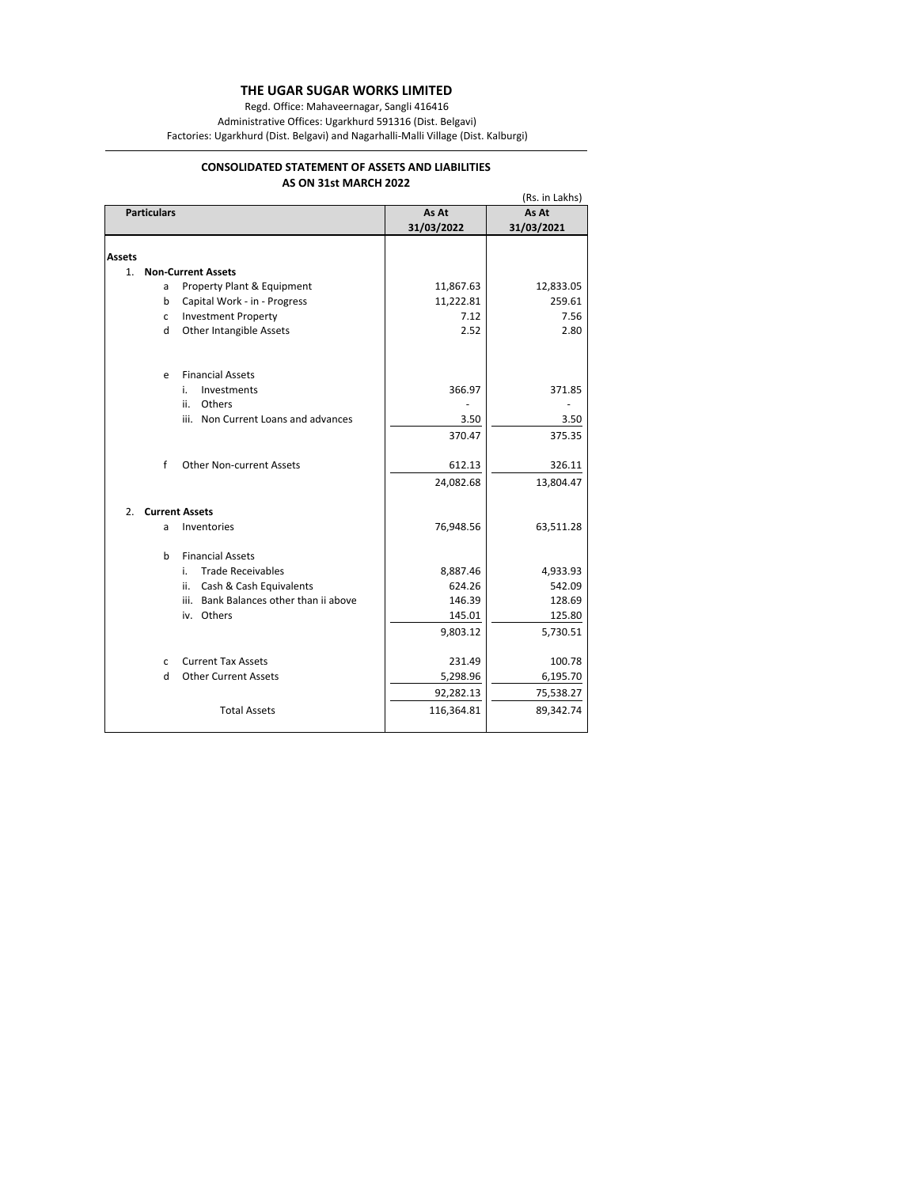# THE UGAR SUGAR WORKS LIMITED

Regd. Office: Mahaveernagar, Sangli 416416

Administrative Offices: Ugarkhurd 591316 (Dist. Belgavi)

Factories: Ugarkhurd (Dist. Belgavi) and Nagarhalli-Malli Village (Dist. Kalburgi)

## CONSOLIDATED STATEMENT OF ASSETS AND LIABILITIES
## AS ON 31st MARCH 2022

(Rs. in Lakhs)

| Particulars | As At 31/03/2022 | As At 31/03/2021 |
|---|---|---|
| **Assets** | | |
| 1. **Non-Current Assets** | | |
| a Property Plant & Equipment | 11,867.63 | 12,833.05 |
| b Capital Work - in - Progress | 11,222.81 | 259.61 |
| c Investment Property | 7.12 | 7.56 |
| d Other Intangible Assets | 2.52 | 2.80 |
| e Financial Assets | | |
| i. Investments | 366.97 | 371.85 |
| ii. Others | - | - |
| iii. Non Current Loans and advances | 3.50 | 3.50 |
| | 370.47 | 375.35 |
| f Other Non-current Assets | 612.13 | 326.11 |
| | 24,082.68 | 13,804.47 |
| 2. **Current Assets** | | |
| a Inventories | 76,948.56 | 63,511.28 |
| b Financial Assets | | |
| i. Trade Receivables | 8,887.46 | 4,933.93 |
| ii. Cash & Cash Equivalents | 624.26 | 542.09 |
| iii. Bank Balances other than ii above | 146.39 | 128.69 |
| iv. Others | 145.01 | 125.80 |
| | 9,803.12 | 5,730.51 |
| c Current Tax Assets | 231.49 | 100.78 |
| d Other Current Assets | 5,298.96 | 6,195.70 |
| | 92,282.13 | 75,538.27 |
| Total Assets | 116,364.81 | 89,342.74 |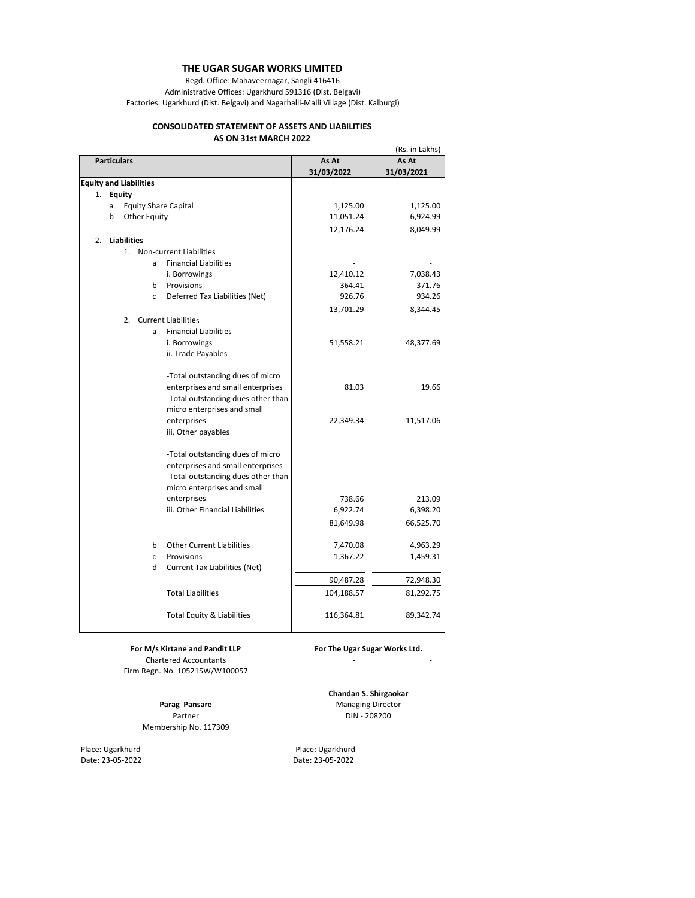# THE UGAR SUGAR WORKS LIMITED

Regd. Office: Mahaveernagar, Sangli 416416

Administrative Offices: Ugarkhurd 591316 (Dist. Belgavi)

Factories: Ugarkhurd (Dist. Belgavi) and Nagarhalli-Malli Village (Dist. Kalburgi)

## CONSOLIDATED STATEMENT OF ASSETS AND LIABILITIES
## AS ON 31st MARCH 2022

(Rs. in Lakhs)

| Particulars | As At 31/03/2022 | As At 31/03/2021 |
|---|---|---|
| **Equity and Liabilities** | | |
| 1. **Equity** | - | - |
| a Equity Share Capital | 1,125.00 | 1,125.00 |
| b Other Equity | 11,051.24 | 6,924.99 |
| | 12,176.24 | 8,049.99 |
| 2. **Liabilities** | | |
| 1. Non-current Liabilities | | |
| a Financial Liabilities | - | - |
| i. Borrowings | 12,410.12 | 7,038.43 |
| b Provisions | 364.41 | 371.76 |
| c Deferred Tax Liabilities (Net) | 926.76 | 934.26 |
| | 13,701.29 | 8,344.45 |
| 2. Current Liabilities | | |
| a Financial Liabilities | | |
| i. Borrowings | 51,558.21 | 48,377.69 |
| ii. Trade Payables | | |
| -Total outstanding dues of micro enterprises and small enterprises | 81.03 | 19.66 |
| -Total outstanding dues other than micro enterprises and small enterprises | 22,349.34 | 11,517.06 |
| iii. Other payables | | |
| -Total outstanding dues of micro enterprises and small enterprises | - | - |
| -Total outstanding dues other than micro enterprises and small enterprises | 738.66 | 213.09 |
| iii. Other Financial Liabilities | 6,922.74 | 6,398.20 |
| | 81,649.98 | 66,525.70 |
| b Other Current Liabilities | 7,470.08 | 4,963.29 |
| c Provisions | 1,367.22 | 1,459.31 |
| d Current Tax Liabilities (Net) | - | - |
| | 90,487.28 | 72,948.30 |
| Total Liabilities | 104,188.57 | 81,292.75 |
| Total Equity & Liabilities | 116,364.81 | 89,342.74 |

**For M/s Kirtane and Pandit LLP**
Chartered Accountants
Firm Regn. No. 105215W/W100057

**Parag Pansare**
Partner
Membership No. 117309

Place: Ugarkhurd
Date: 23-05-2022

**For The Ugar Sugar Works Ltd.**

**Chandan S. Shirgaokar**
Managing Director
DIN - 208200

Place: Ugarkhurd
Date: 23-05-2022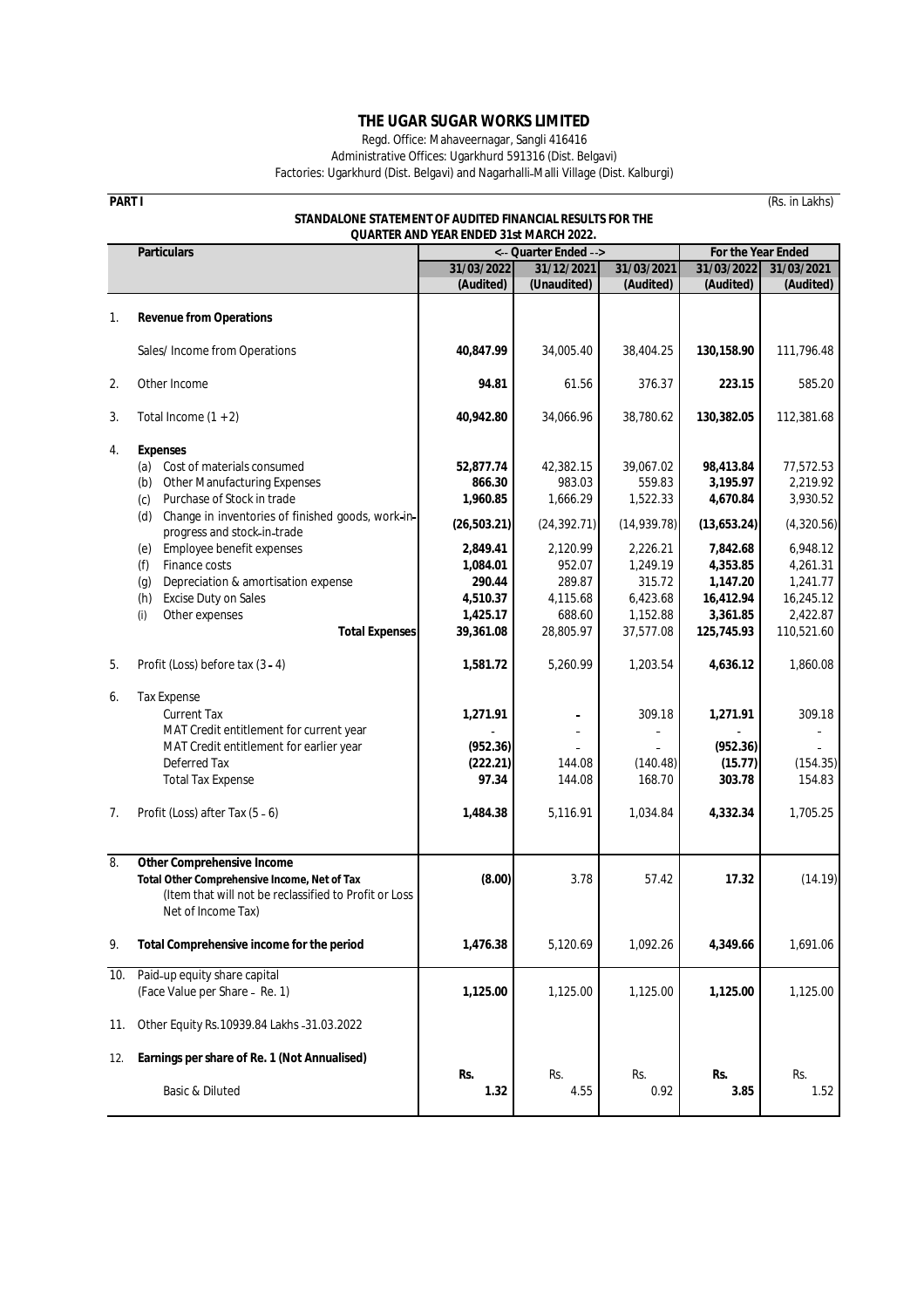# THE UGAR SUGAR WORKS LIMITED

Regd. Office: Mahaveernagar, Sangli 416416
Administrative Offices: Ugarkhurd 591316 (Dist. Belgavi)
Factories: Ugarkhurd (Dist. Belgavi) and Nagarhalli-Malli Village (Dist. Kalburgi)

**PART I** (Rs. in Lakhs)

**STANDALONE STATEMENT OF AUDITED FINANCIAL RESULTS FOR THE QUARTER AND YEAR ENDED 31st MARCH 2022.**

| | Particulars | <-- Quarter Ended --> | | | For the Year Ended | |
|---|---|---|---|---|---|---|
| | | **31/03/2022** | 31/12/2021 | 31/03/2021 | **31/03/2022** | 31/03/2021 |
| | | **(Audited)** | (Unaudited) | (Audited) | **(Audited)** | (Audited) |
| 1. | **Revenue from Operations** | | | | | |
| | Sales/ Income from Operations | **40,847.99** | 34,005.40 | 38,404.25 | **130,158.90** | 111,796.48 |
| 2. | Other Income | **94.81** | 61.56 | 376.37 | **223.15** | 585.20 |
| 3. | Total Income (1 + 2) | **40,942.80** | 34,066.96 | 38,780.62 | **130,382.05** | 112,381.68 |
| 4. | **Expenses** | | | | | |
| | (a) Cost of materials consumed | **52,877.74** | 42,382.15 | 39,067.02 | **98,413.84** | 77,572.53 |
| | (b) Other Manufacturing Expenses | **866.30** | 983.03 | 559.83 | **3,195.97** | 2,219.92 |
| | (c) Purchase of Stock in trade | **1,960.85** | 1,666.29 | 1,522.33 | **4,670.84** | 3,930.52 |
| | (d) Change in inventories of finished goods, work-in-progress and stock-in-trade | **(26,503.21)** | (24,392.71) | (14,939.78) | **(13,653.24)** | (4,320.56) |
| | (e) Employee benefit expenses | **2,849.41** | 2,120.99 | 2,226.21 | **7,842.68** | 6,948.12 |
| | (f) Finance costs | **1,084.01** | 952.07 | 1,249.19 | **4,353.85** | 4,261.31 |
| | (g) Depreciation & amortisation expense | **290.44** | 289.87 | 315.72 | **1,147.20** | 1,241.77 |
| | (h) Excise Duty on Sales | **4,510.37** | 4,115.68 | 6,423.68 | **16,412.94** | 16,245.12 |
| | (i) Other expenses | **1,425.17** | 688.60 | 1,152.88 | **3,361.85** | 2,422.87 |
| | **Total Expenses** | **39,361.08** | 28,805.97 | 37,577.08 | **125,745.93** | 110,521.60 |
| 5. | Profit (Loss) before tax (3 - 4) | **1,581.72** | 5,260.99 | 1,203.54 | **4,636.12** | 1,860.08 |
| 6. | Tax Expense | | | | | |
| | Current Tax | **1,271.91** | - | 309.18 | **1,271.91** | 309.18 |
| | MAT Credit entitlement for current year | - | - | - | - | - |
| | MAT Credit entitlement for earlier year | **(952.36)** | - | - | **(952.36)** | - |
| | Deferred Tax | **(222.21)** | 144.08 | (140.48) | **(15.77)** | (154.35) |
| | Total Tax Expense | **97.34** | 144.08 | 168.70 | **303.78** | 154.83 |
| 7. | Profit (Loss) after Tax (5 - 6) | **1,484.38** | 5,116.91 | 1,034.84 | **4,332.34** | 1,705.25 |
| 8. | **Other Comprehensive Income** | | | | | |
| | **Total Other Comprehensive Income, Net of Tax** (Item that will not be reclassified to Profit or Loss Net of Income Tax) | **(8.00)** | 3.78 | 57.42 | **17.32** | (14.19) |
| 9. | **Total Comprehensive income for the period** | **1,476.38** | 5,120.69 | 1,092.26 | **4,349.66** | 1,691.06 |
| 10. | Paid-up equity share capital (Face Value per Share - Re. 1) | **1,125.00** | 1,125.00 | 1,125.00 | **1,125.00** | 1,125.00 |
| 11. | Other Equity Rs.10939.84 Lakhs -31.03.2022 | | | | | |
| 12. | **Earnings per share of Re. 1 (Not Annualised)** | **Rs.** | Rs. | Rs. | **Rs.** | Rs. |
| | Basic & Diluted | **1.32** | 4.55 | 0.92 | **3.85** | 1.52 |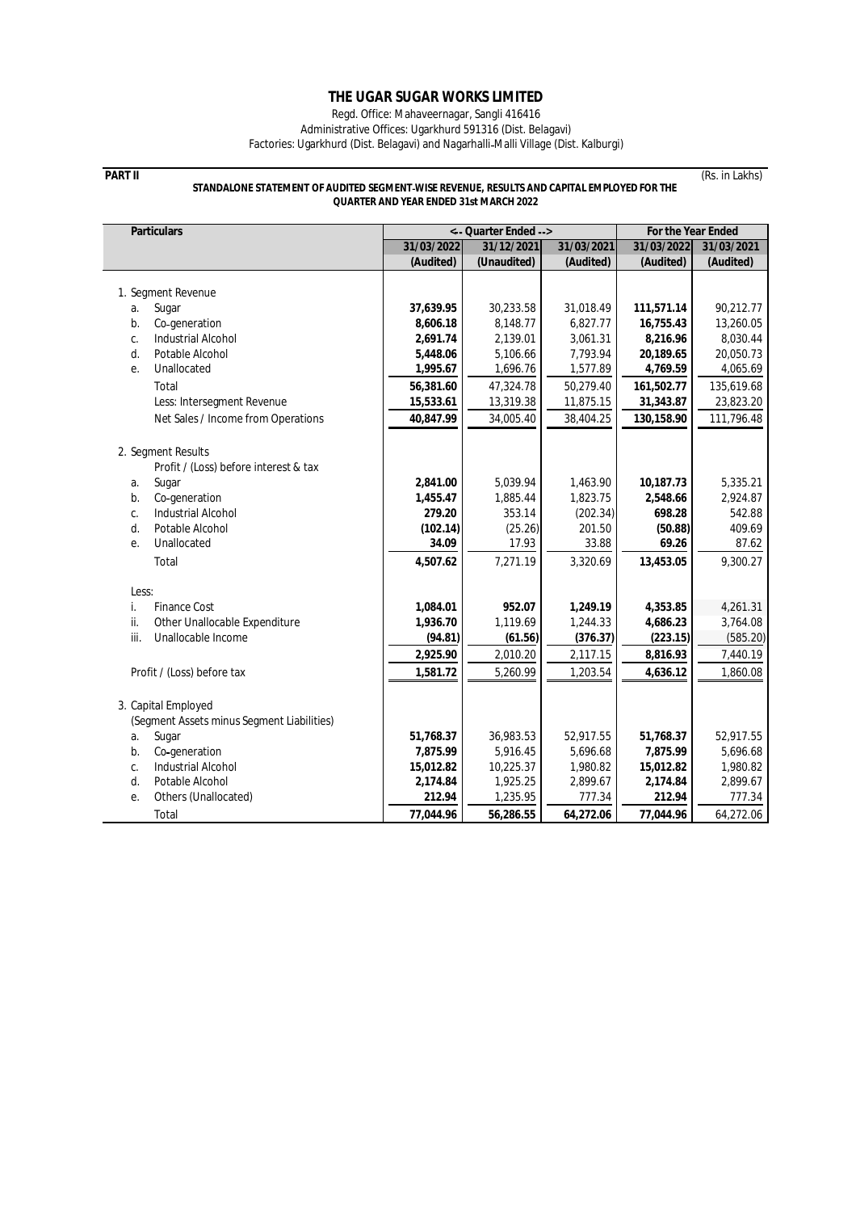# THE UGAR SUGAR WORKS LIMITED

Regd. Office: Mahaveernagar, Sangli 416416
Administrative Offices: Ugarkhurd 591316 (Dist. Belagavi)
Factories: Ugarkhurd (Dist. Belagavi) and Nagarhalli-Malli Village (Dist. Kalburgi)

**PART II** (Rs. in Lakhs)

**STANDALONE STATEMENT OF AUDITED SEGMENT-WISE REVENUE, RESULTS AND CAPITAL EMPLOYED FOR THE QUARTER AND YEAR ENDED 31st MARCH 2022**

| Particulars | <-- Quarter Ended --> | | | For the Year Ended | |
|---|---|---|---|---|---|
| | 31/03/2022 | 31/12/2021 | 31/03/2021 | 31/03/2022 | 31/03/2021 |
| | (Audited) | (Unaudited) | (Audited) | (Audited) | (Audited) |
| 1. Segment Revenue | | | | | |
| a. Sugar | **37,639.95** | 30,233.58 | 31,018.49 | **111,571.14** | 90,212.77 |
| b. Co-generation | **8,606.18** | 8,148.77 | 6,827.77 | **16,755.43** | 13,260.05 |
| c. Industrial Alcohol | **2,691.74** | 2,139.01 | 3,061.31 | **8,216.96** | 8,030.44 |
| d. Potable Alcohol | **5,448.06** | 5,106.66 | 7,793.94 | **20,189.65** | 20,050.73 |
| e. Unallocated | **1,995.67** | 1,696.76 | 1,577.89 | **4,769.59** | 4,065.69 |
| Total | **56,381.60** | 47,324.78 | 50,279.40 | **161,502.77** | 135,619.68 |
| Less: Intersegment Revenue | **15,533.61** | 13,319.38 | 11,875.15 | **31,343.87** | 23,823.20 |
| Net Sales / Income from Operations | **40,847.99** | 34,005.40 | 38,404.25 | **130,158.90** | 111,796.48 |
| 2. Segment Results | | | | | |
| Profit / (Loss) before interest & tax | | | | | |
| a. Sugar | **2,841.00** | 5,039.94 | 1,463.90 | **10,187.73** | 5,335.21 |
| b. Co-generation | **1,455.47** | 1,885.44 | 1,823.75 | **2,548.66** | 2,924.87 |
| c. Industrial Alcohol | **279.20** | 353.14 | (202.34) | **698.28** | 542.88 |
| d. Potable Alcohol | **(102.14)** | (25.26) | 201.50 | **(50.88)** | 409.69 |
| e. Unallocated | **34.09** | 17.93 | 33.88 | **69.26** | 87.62 |
| Total | **4,507.62** | 7,271.19 | 3,320.69 | **13,453.05** | 9,300.27 |
| Less: | | | | | |
| i. Finance Cost | **1,084.01** | **952.07** | **1,249.19** | **4,353.85** | 4,261.31 |
| ii. Other Unallocable Expenditure | **1,936.70** | 1,119.69 | 1,244.33 | **4,686.23** | 3,764.08 |
| iii. Unallocable Income | **(94.81)** | **(61.56)** | **(376.37)** | **(223.15)** | (585.20) |
| | **2,925.90** | 2,010.20 | 2,117.15 | **8,816.93** | 7,440.19 |
| Profit / (Loss) before tax | **1,581.72** | 5,260.99 | 1,203.54 | **4,636.12** | 1,860.08 |
| 3. Capital Employed | | | | | |
| (Segment Assets minus Segment Liabilities) | | | | | |
| a. Sugar | **51,768.37** | 36,983.53 | 52,917.55 | **51,768.37** | 52,917.55 |
| b. Co-generation | **7,875.99** | 5,916.45 | 5,696.68 | **7,875.99** | 5,696.68 |
| c. Industrial Alcohol | **15,012.82** | 10,225.37 | 1,980.82 | **15,012.82** | 1,980.82 |
| d. Potable Alcohol | **2,174.84** | 1,925.25 | 2,899.67 | **2,174.84** | 2,899.67 |
| e. Others (Unallocated) | **212.94** | 1,235.95 | 777.34 | **212.94** | 777.34 |
| Total | **77,044.96** | 56,286.55 | 64,272.06 | **77,044.96** | 64,272.06 |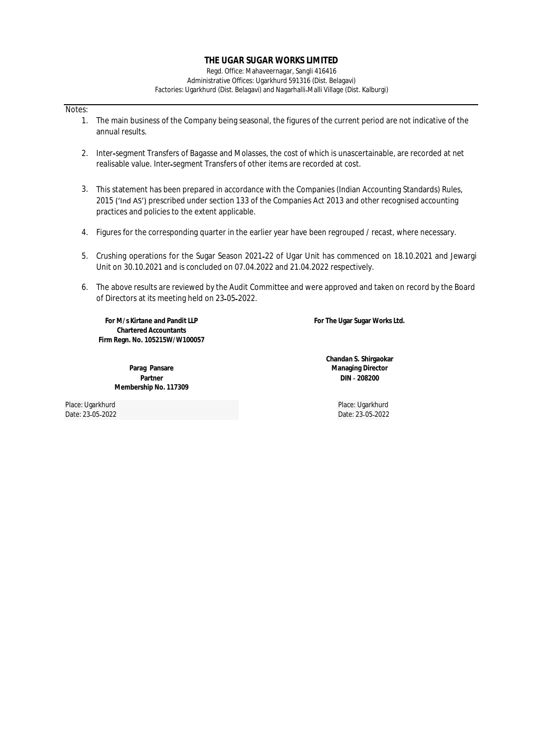# THE UGAR SUGAR WORKS LIMITED

Regd. Office: Mahaveernagar, Sangli 416416
Administrative Offices: Ugarkhurd 591316 (Dist. Belagavi)
Factories: Ugarkhurd (Dist. Belagavi) and Nagarhalli-Malli Village (Dist. Kalburgi)

Notes:

1. The main business of the Company being seasonal, the figures of the current period are not indicative of the annual results.
2. Inter-segment Transfers of Bagasse and Molasses, the cost of which is unascertainable, are recorded at net realisable value. Inter-segment Transfers of other items are recorded at cost.
3. This statement has been prepared in accordance with the Companies (Indian Accounting Standards) Rules, 2015 ('Ind AS') prescribed under section 133 of the Companies Act 2013 and other recognised accounting practices and policies to the extent applicable.
4. Figures for the corresponding quarter in the earlier year have been regrouped / recast, where necessary.
5. Crushing operations for the Sugar Season 2021-22 of Ugar Unit has commenced on 18.10.2021 and Jewargi Unit on 30.10.2021 and is concluded on 07.04.2022 and 21.04.2022 respectively.
6. The above results are reviewed by the Audit Committee and were approved and taken on record by the Board of Directors at its meeting held on 23-05-2022.

**For M/s Kirtane and Pandit LLP**
**Chartered Accountants**
**Firm Regn. No. 105215W/W100057**

**Parag Pansare**
**Partner**
**Membership No. 117309**

Place: Ugarkhurd
Date: 23-05-2022

**For The Ugar Sugar Works Ltd.**

**Chandan S. Shirgaokar**
**Managing Director**
**DIN - 208200**

Place: Ugarkhurd
Date: 23-05-2022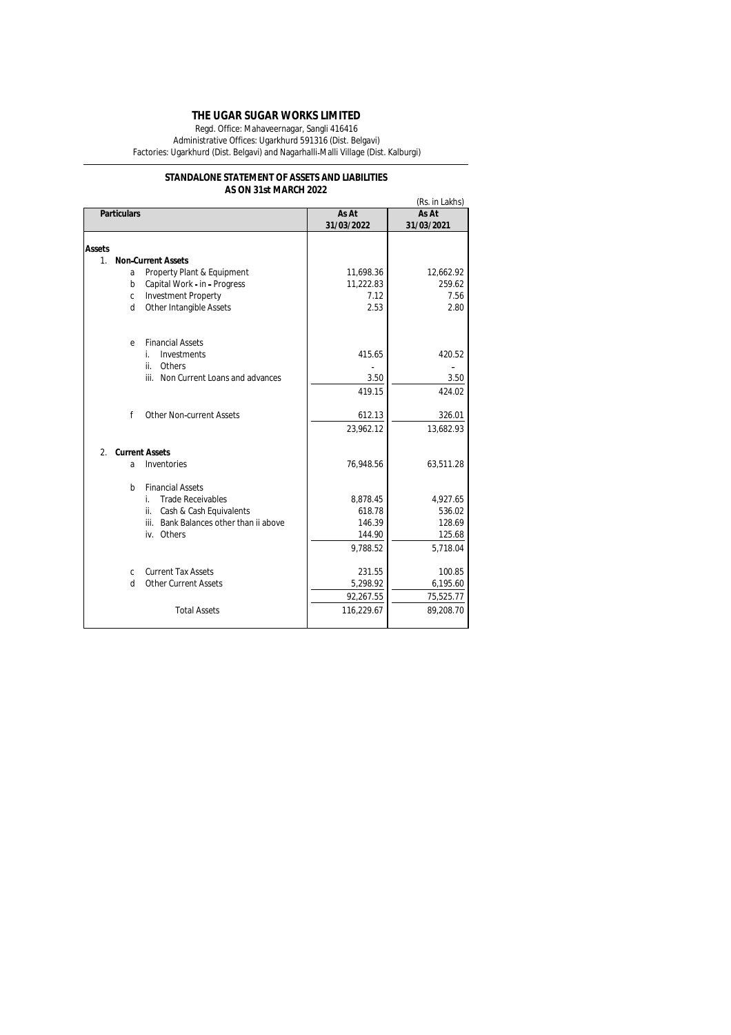# THE UGAR SUGAR WORKS LIMITED

Regd. Office: Mahaveernagar, Sangli 416416
Administrative Offices: Ugarkhurd 591316 (Dist. Belgavi)
Factories: Ugarkhurd (Dist. Belgavi) and Nagarhalli-Malli Village (Dist. Kalburgi)

## STANDALONE STATEMENT OF ASSETS AND LIABILITIES AS ON 31st MARCH 2022

(Rs. in Lakhs)

| Particulars | As At 31/03/2022 | As At 31/03/2021 |
|---|---|---|
| **Assets** | | |
| 1. **Non-Current Assets** | | |
| a Property Plant & Equipment | 11,698.36 | 12,662.92 |
| b Capital Work - in - Progress | 11,222.83 | 259.62 |
| c Investment Property | 7.12 | 7.56 |
| d Other Intangible Assets | 2.53 | 2.80 |
| e Financial Assets | | |
| i. Investments | 415.65 | 420.52 |
| ii. Others | - | - |
| iii. Non Current Loans and advances | 3.50 | 3.50 |
| | 419.15 | 424.02 |
| f Other Non-current Assets | 612.13 | 326.01 |
| | 23,962.12 | 13,682.93 |
| 2. **Current Assets** | | |
| a Inventories | 76,948.56 | 63,511.28 |
| b Financial Assets | | |
| i. Trade Receivables | 8,878.45 | 4,927.65 |
| ii. Cash & Cash Equivalents | 618.78 | 536.02 |
| iii. Bank Balances other than ii above | 146.39 | 128.69 |
| iv. Others | 144.90 | 125.68 |
| | 9,788.52 | 5,718.04 |
| c Current Tax Assets | 231.55 | 100.85 |
| d Other Current Assets | 5,298.92 | 6,195.60 |
| | 92,267.55 | 75,525.77 |
| Total Assets | 116,229.67 | 89,208.70 |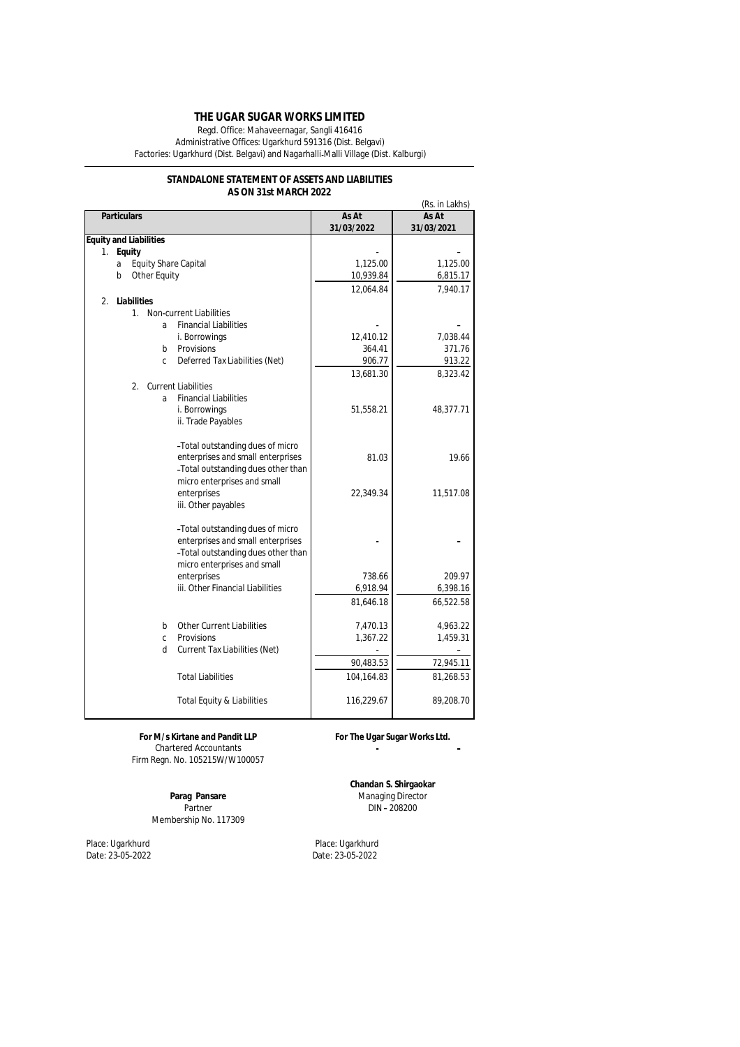# THE UGAR SUGAR WORKS LIMITED

Regd. Office: Mahaveernagar, Sangli 416416
Administrative Offices: Ugarkhurd 591316 (Dist. Belgavi)
Factories: Ugarkhurd (Dist. Belgavi) and Nagarhalli-Malli Village (Dist. Kalburgi)

## STANDALONE STATEMENT OF ASSETS AND LIABILITIES AS ON 31st MARCH 2022

(Rs. in Lakhs)

| Particulars | As At 31/03/2022 | As At 31/03/2021 |
|---|---|---|
| **Equity and Liabilities** | | |
| 1. **Equity** | - | - |
| a Equity Share Capital | 1,125.00 | 1,125.00 |
| b Other Equity | 10,939.84 | 6,815.17 |
| | 12,064.84 | 7,940.17 |
| 2. **Liabilities** | | |
| 1. Non-current Liabilities | | |
| a Financial Liabilities | - | - |
| i. Borrowings | 12,410.12 | 7,038.44 |
| b Provisions | 364.41 | 371.76 |
| c Deferred Tax Liabilities (Net) | 906.77 | 913.22 |
| | 13,681.30 | 8,323.42 |
| 2. Current Liabilities | | |
| a Financial Liabilities | | |
| i. Borrowings | 51,558.21 | 48,377.71 |
| ii. Trade Payables | | |
| -Total outstanding dues of micro enterprises and small enterprises | 81.03 | 19.66 |
| -Total outstanding dues other than micro enterprises and small enterprises | 22,349.34 | 11,517.08 |
| iii. Other payables | | |
| -Total outstanding dues of micro enterprises and small enterprises | - | - |
| -Total outstanding dues other than micro enterprises and small enterprises | 738.66 | 209.97 |
| iii. Other Financial Liabilities | 6,918.94 | 6,398.16 |
| | 81,646.18 | 66,522.58 |
| b Other Current Liabilities | 7,470.13 | 4,963.22 |
| c Provisions | 1,367.22 | 1,459.31 |
| d Current Tax Liabilities (Net) | - | - |
| | 90,483.53 | 72,945.11 |
| Total Liabilities | 104,164.83 | 81,268.53 |
| Total Equity & Liabilities | 116,229.67 | 89,208.70 |

**For M/s Kirtane and Pandit LLP**
Chartered Accountants
Firm Regn. No. 105215W/W100057

**Parag Pansare**
Partner
Membership No. 117309

Place: Ugarkhurd
Date: 23-05-2022

**For The Ugar Sugar Works Ltd.**

**Chandan S. Shirgaokar**
Managing Director
DIN - 208200

Place: Ugarkhurd
Date: 23-05-2022